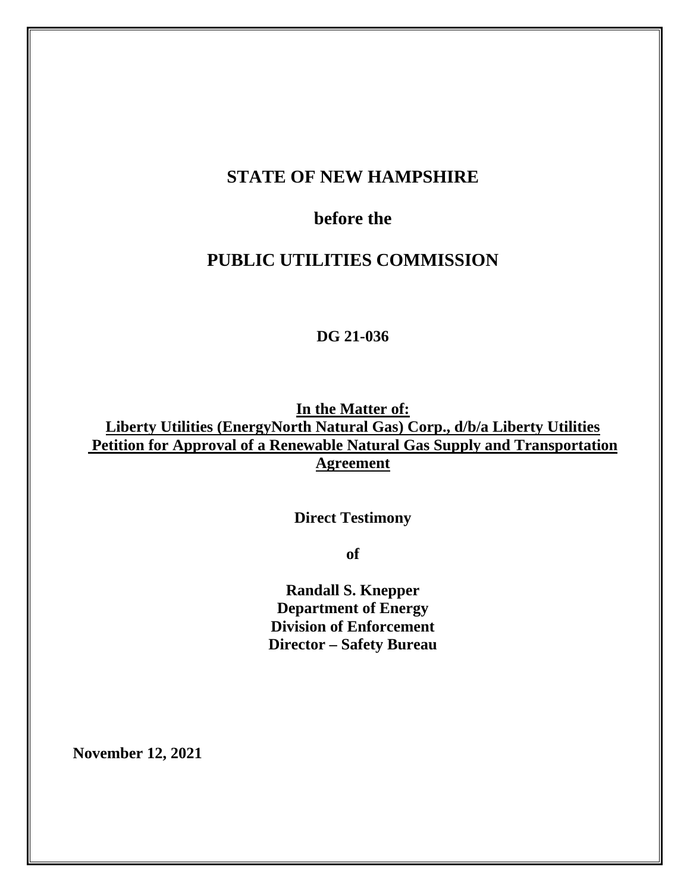# STATE OF NEW HAMPSHIRE

## before the

## PUBLIC UTILITIES COMMISSION

**DG 21-036**

**In the Matter of:**
**Liberty Utilities (EnergyNorth Natural Gas) Corp., d/b/a Liberty Utilities**
**Petition for Approval of a Renewable Natural Gas Supply and Transportation Agreement**

**Direct Testimony**

**of**

**Randall S. Knepper**
**Department of Energy**
**Division of Enforcement**
**Director – Safety Bureau**

**November 12, 2021**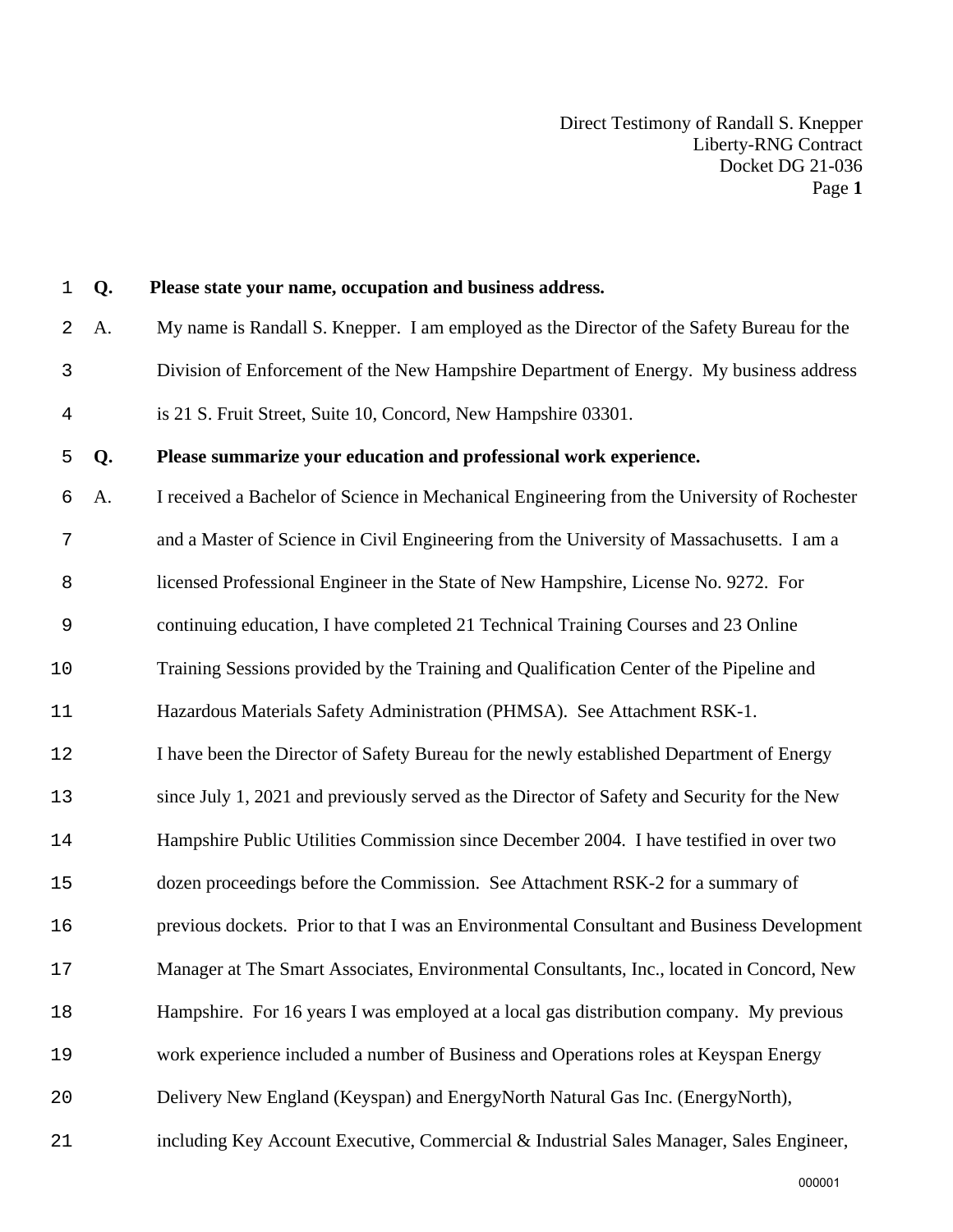**Q. Please state your name, occupation and business address.**

A. My name is Randall S. Knepper. I am employed as the Director of the Safety Bureau for the Division of Enforcement of the New Hampshire Department of Energy. My business address is 21 S. Fruit Street, Suite 10, Concord, New Hampshire 03301.

**Q. Please summarize your education and professional work experience.**

A. I received a Bachelor of Science in Mechanical Engineering from the University of Rochester and a Master of Science in Civil Engineering from the University of Massachusetts. I am a licensed Professional Engineer in the State of New Hampshire, License No. 9272. For continuing education, I have completed 21 Technical Training Courses and 23 Online Training Sessions provided by the Training and Qualification Center of the Pipeline and Hazardous Materials Safety Administration (PHMSA). See Attachment RSK-1.

I have been the Director of Safety Bureau for the newly established Department of Energy since July 1, 2021 and previously served as the Director of Safety and Security for the New Hampshire Public Utilities Commission since December 2004. I have testified in over two dozen proceedings before the Commission. See Attachment RSK-2 for a summary of previous dockets. Prior to that I was an Environmental Consultant and Business Development Manager at The Smart Associates, Environmental Consultants, Inc., located in Concord, New Hampshire. For 16 years I was employed at a local gas distribution company. My previous work experience included a number of Business and Operations roles at Keyspan Energy Delivery New England (Keyspan) and EnergyNorth Natural Gas Inc. (EnergyNorth), including Key Account Executive, Commercial & Industrial Sales Manager, Sales Engineer,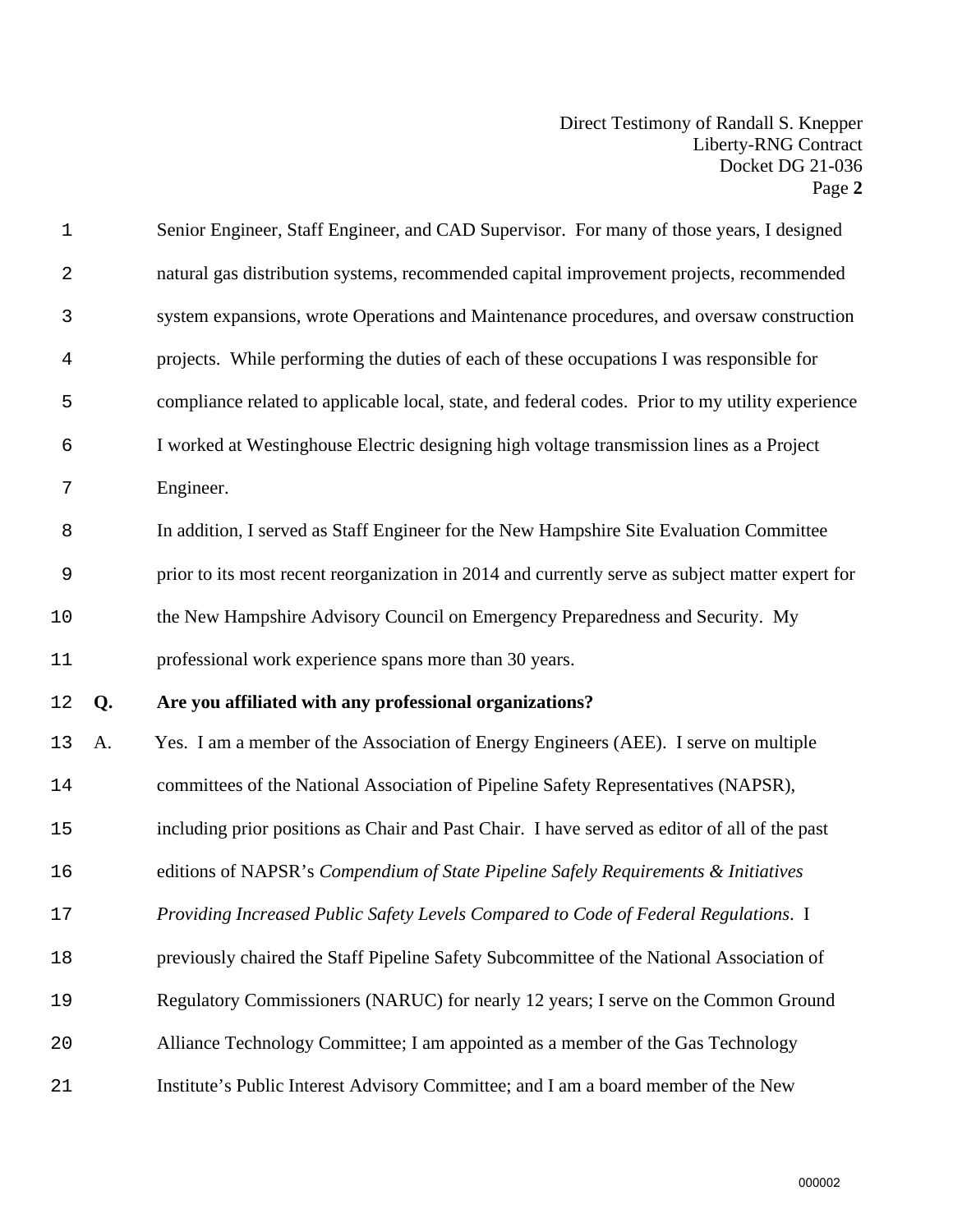Senior Engineer, Staff Engineer, and CAD Supervisor. For many of those years, I designed natural gas distribution systems, recommended capital improvement projects, recommended system expansions, wrote Operations and Maintenance procedures, and oversaw construction projects. While performing the duties of each of these occupations I was responsible for compliance related to applicable local, state, and federal codes. Prior to my utility experience I worked at Westinghouse Electric designing high voltage transmission lines as a Project Engineer.

In addition, I served as Staff Engineer for the New Hampshire Site Evaluation Committee prior to its most recent reorganization in 2014 and currently serve as subject matter expert for the New Hampshire Advisory Council on Emergency Preparedness and Security. My professional work experience spans more than 30 years.

**Q. Are you affiliated with any professional organizations?**

A. Yes. I am a member of the Association of Energy Engineers (AEE). I serve on multiple committees of the National Association of Pipeline Safety Representatives (NAPSR), including prior positions as Chair and Past Chair. I have served as editor of all of the past editions of NAPSR's *Compendium of State Pipeline Safely Requirements & Initiatives Providing Increased Public Safety Levels Compared to Code of Federal Regulations*. I previously chaired the Staff Pipeline Safety Subcommittee of the National Association of Regulatory Commissioners (NARUC) for nearly 12 years; I serve on the Common Ground Alliance Technology Committee; I am appointed as a member of the Gas Technology Institute's Public Interest Advisory Committee; and I am a board member of the New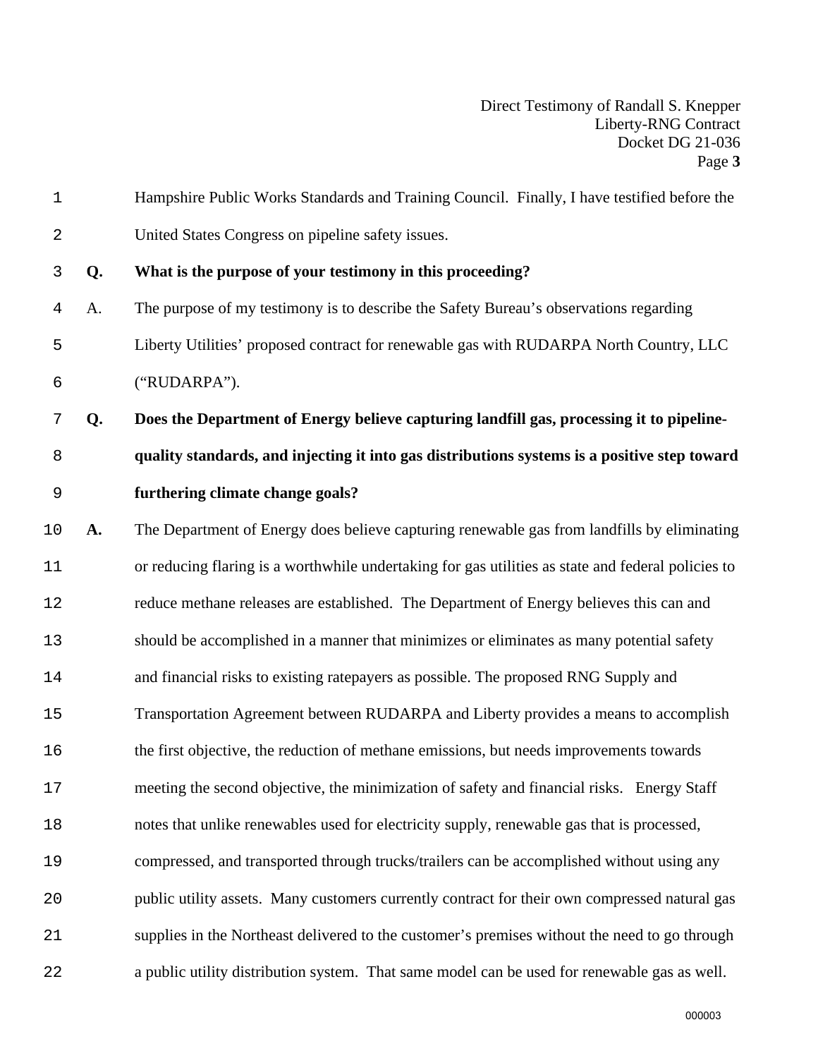Hampshire Public Works Standards and Training Council. Finally, I have testified before the United States Congress on pipeline safety issues.

**Q. What is the purpose of your testimony in this proceeding?**

A. The purpose of my testimony is to describe the Safety Bureau's observations regarding Liberty Utilities' proposed contract for renewable gas with RUDARPA North Country, LLC ("RUDARPA").

**Q. Does the Department of Energy believe capturing landfill gas, processing it to pipeline-quality standards, and injecting it into gas distributions systems is a positive step toward furthering climate change goals?**

**A.** The Department of Energy does believe capturing renewable gas from landfills by eliminating or reducing flaring is a worthwhile undertaking for gas utilities as state and federal policies to reduce methane releases are established. The Department of Energy believes this can and should be accomplished in a manner that minimizes or eliminates as many potential safety and financial risks to existing ratepayers as possible. The proposed RNG Supply and Transportation Agreement between RUDARPA and Liberty provides a means to accomplish the first objective, the reduction of methane emissions, but needs improvements towards meeting the second objective, the minimization of safety and financial risks. Energy Staff notes that unlike renewables used for electricity supply, renewable gas that is processed, compressed, and transported through trucks/trailers can be accomplished without using any public utility assets. Many customers currently contract for their own compressed natural gas supplies in the Northeast delivered to the customer's premises without the need to go through a public utility distribution system. That same model can be used for renewable gas as well.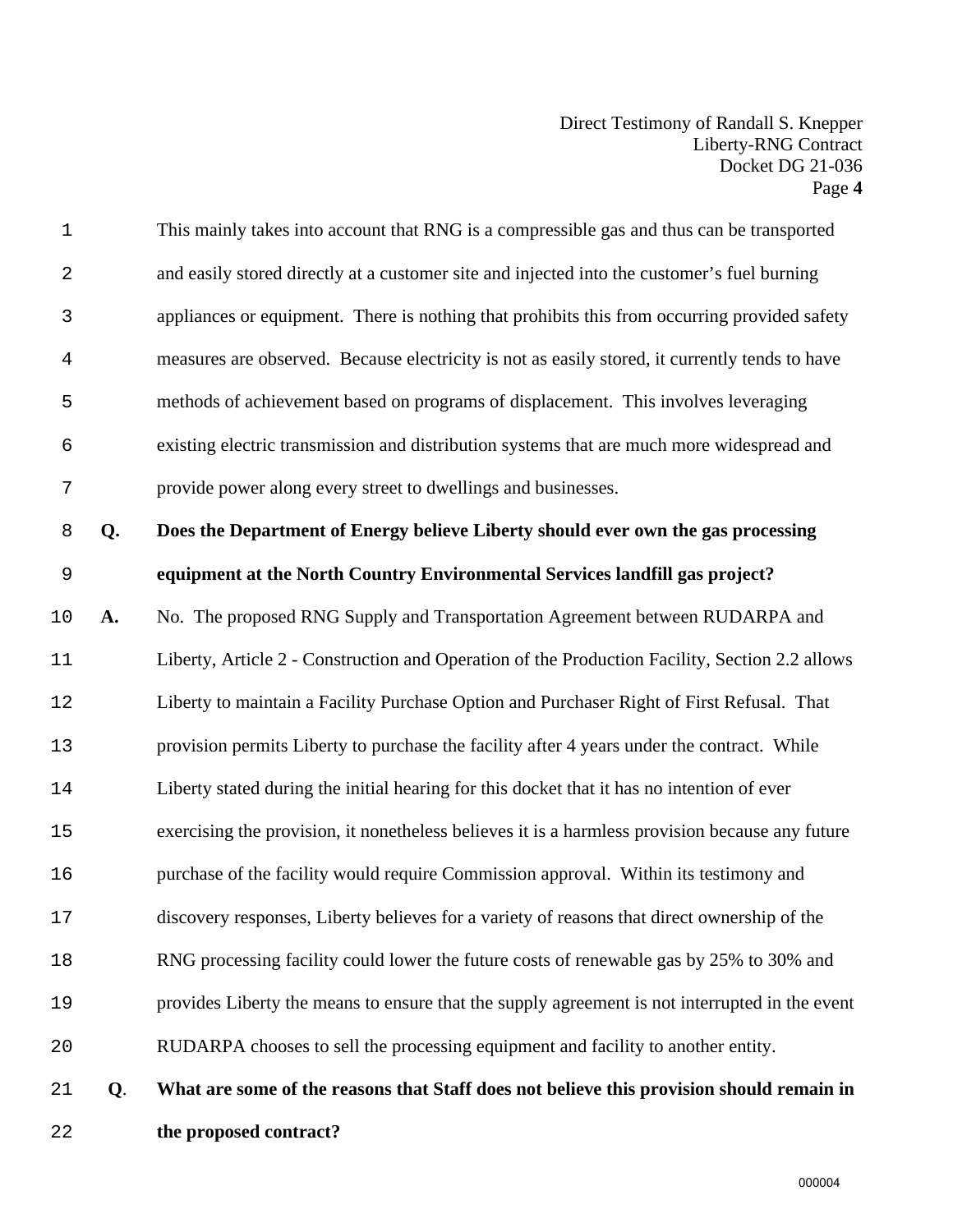This mainly takes into account that RNG is a compressible gas and thus can be transported and easily stored directly at a customer site and injected into the customer's fuel burning appliances or equipment. There is nothing that prohibits this from occurring provided safety measures are observed. Because electricity is not as easily stored, it currently tends to have methods of achievement based on programs of displacement. This involves leveraging existing electric transmission and distribution systems that are much more widespread and provide power along every street to dwellings and businesses.

**Q. Does the Department of Energy believe Liberty should ever own the gas processing equipment at the North Country Environmental Services landfill gas project?**

**A.** No. The proposed RNG Supply and Transportation Agreement between RUDARPA and Liberty, Article 2 - Construction and Operation of the Production Facility, Section 2.2 allows Liberty to maintain a Facility Purchase Option and Purchaser Right of First Refusal. That provision permits Liberty to purchase the facility after 4 years under the contract. While Liberty stated during the initial hearing for this docket that it has no intention of ever exercising the provision, it nonetheless believes it is a harmless provision because any future purchase of the facility would require Commission approval. Within its testimony and discovery responses, Liberty believes for a variety of reasons that direct ownership of the RNG processing facility could lower the future costs of renewable gas by 25% to 30% and provides Liberty the means to ensure that the supply agreement is not interrupted in the event RUDARPA chooses to sell the processing equipment and facility to another entity.

**Q. What are some of the reasons that Staff does not believe this provision should remain in the proposed contract?**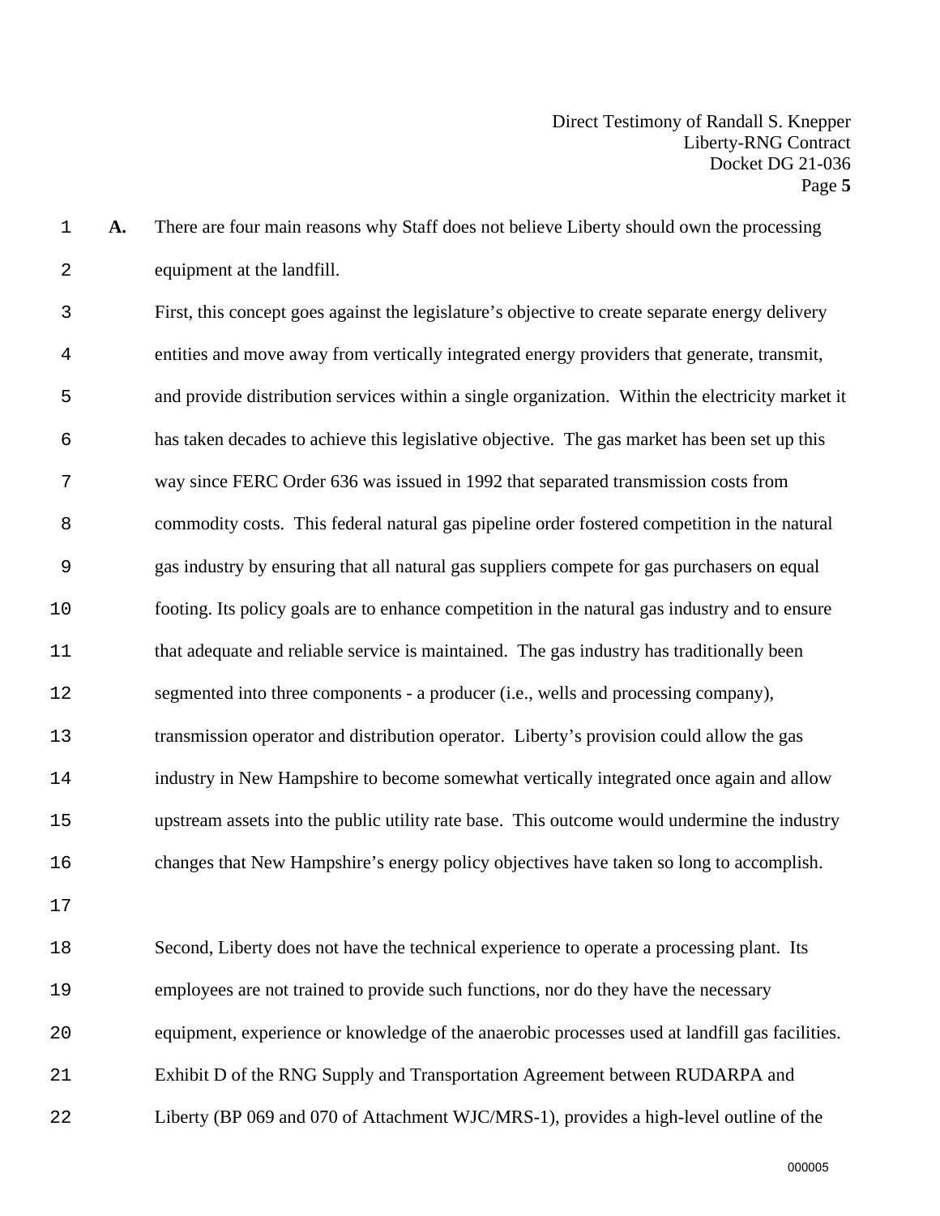**A.** There are four main reasons why Staff does not believe Liberty should own the processing equipment at the landfill.

First, this concept goes against the legislature's objective to create separate energy delivery entities and move away from vertically integrated energy providers that generate, transmit, and provide distribution services within a single organization. Within the electricity market it has taken decades to achieve this legislative objective. The gas market has been set up this way since FERC Order 636 was issued in 1992 that separated transmission costs from commodity costs. This federal natural gas pipeline order fostered competition in the natural gas industry by ensuring that all natural gas suppliers compete for gas purchasers on equal footing. Its policy goals are to enhance competition in the natural gas industry and to ensure that adequate and reliable service is maintained. The gas industry has traditionally been segmented into three components - a producer (i.e., wells and processing company), transmission operator and distribution operator. Liberty's provision could allow the gas industry in New Hampshire to become somewhat vertically integrated once again and allow upstream assets into the public utility rate base. This outcome would undermine the industry changes that New Hampshire's energy policy objectives have taken so long to accomplish.

Second, Liberty does not have the technical experience to operate a processing plant. Its employees are not trained to provide such functions, nor do they have the necessary equipment, experience or knowledge of the anaerobic processes used at landfill gas facilities. Exhibit D of the RNG Supply and Transportation Agreement between RUDARPA and Liberty (BP 069 and 070 of Attachment WJC/MRS-1), provides a high-level outline of the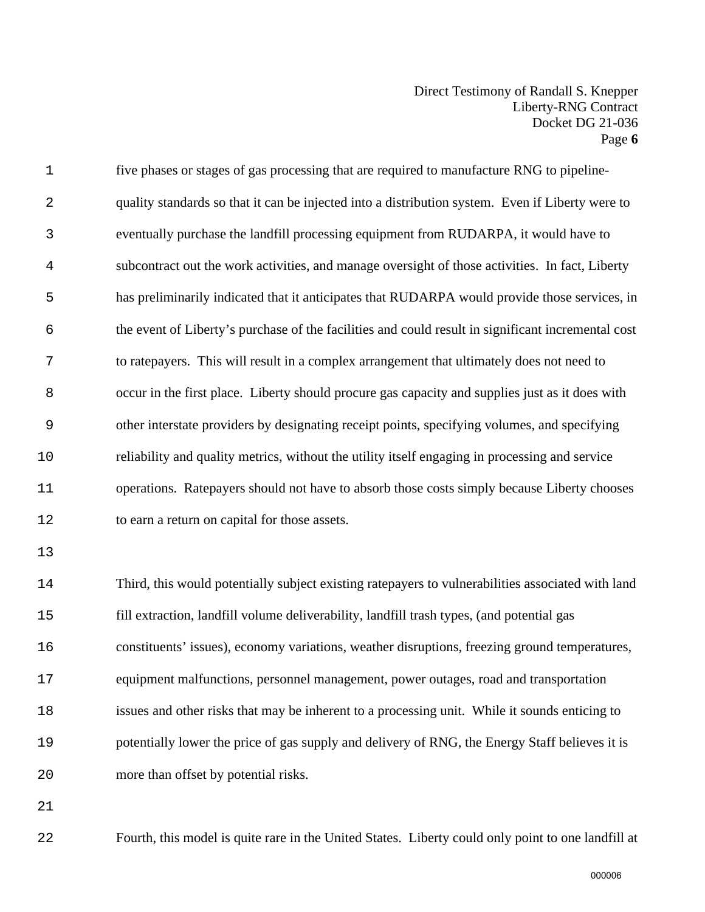five phases or stages of gas processing that are required to manufacture RNG to pipeline-quality standards so that it can be injected into a distribution system. Even if Liberty were to eventually purchase the landfill processing equipment from RUDARPA, it would have to subcontract out the work activities, and manage oversight of those activities. In fact, Liberty has preliminarily indicated that it anticipates that RUDARPA would provide those services, in the event of Liberty's purchase of the facilities and could result in significant incremental cost to ratepayers. This will result in a complex arrangement that ultimately does not need to occur in the first place. Liberty should procure gas capacity and supplies just as it does with other interstate providers by designating receipt points, specifying volumes, and specifying reliability and quality metrics, without the utility itself engaging in processing and service operations. Ratepayers should not have to absorb those costs simply because Liberty chooses to earn a return on capital for those assets.

Third, this would potentially subject existing ratepayers to vulnerabilities associated with land fill extraction, landfill volume deliverability, landfill trash types, (and potential gas constituents' issues), economy variations, weather disruptions, freezing ground temperatures, equipment malfunctions, personnel management, power outages, road and transportation issues and other risks that may be inherent to a processing unit. While it sounds enticing to potentially lower the price of gas supply and delivery of RNG, the Energy Staff believes it is more than offset by potential risks.

Fourth, this model is quite rare in the United States. Liberty could only point to one landfill at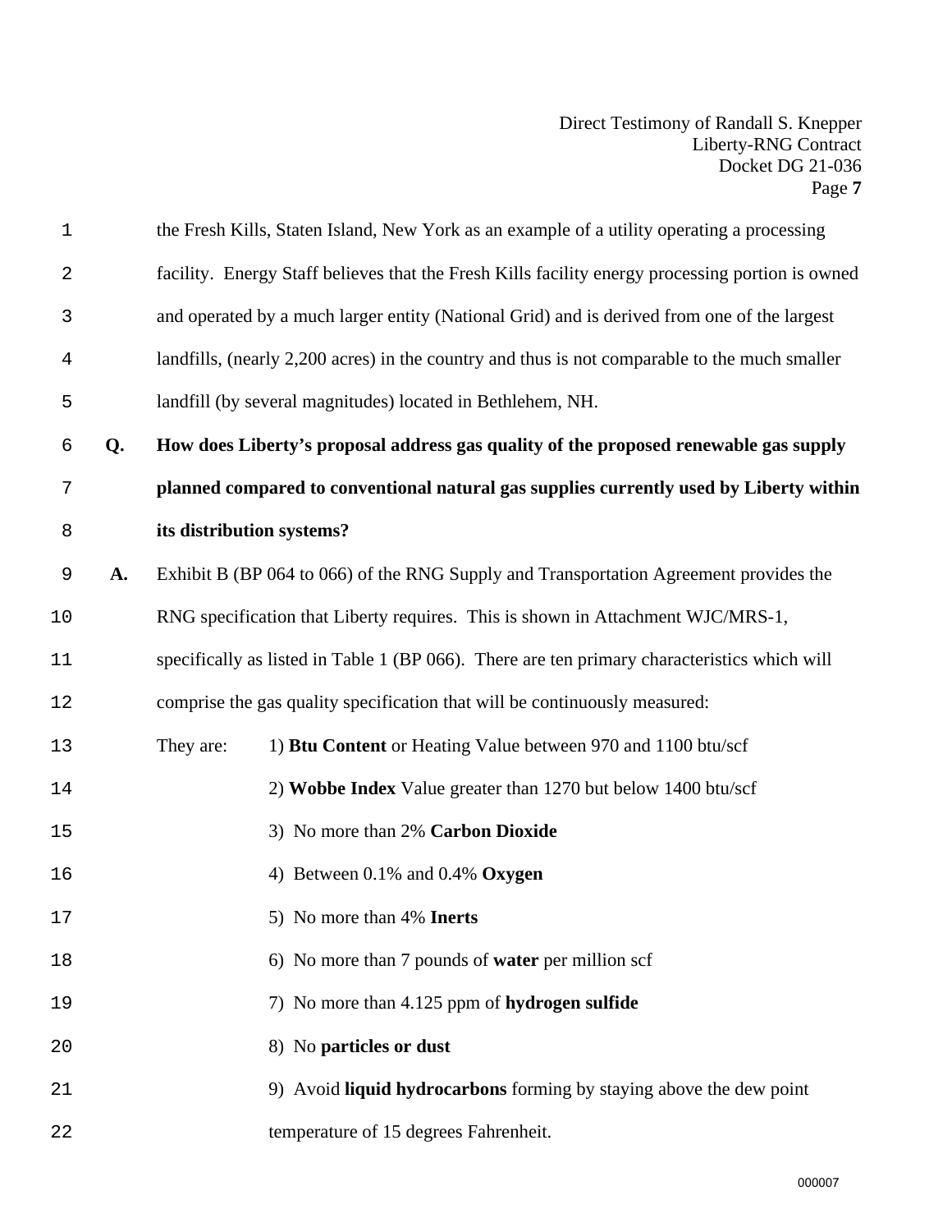the Fresh Kills, Staten Island, New York as an example of a utility operating a processing facility. Energy Staff believes that the Fresh Kills facility energy processing portion is owned and operated by a much larger entity (National Grid) and is derived from one of the largest landfills, (nearly 2,200 acres) in the country and thus is not comparable to the much smaller landfill (by several magnitudes) located in Bethlehem, NH.

**Q. How does Liberty's proposal address gas quality of the proposed renewable gas supply planned compared to conventional natural gas supplies currently used by Liberty within its distribution systems?**

**A.** Exhibit B (BP 064 to 066) of the RNG Supply and Transportation Agreement provides the RNG specification that Liberty requires. This is shown in Attachment WJC/MRS-1, specifically as listed in Table 1 (BP 066). There are ten primary characteristics which will comprise the gas quality specification that will be continuously measured:

They are:

1) **Btu Content** or Heating Value between 970 and 1100 btu/scf
2) **Wobbe Index** Value greater than 1270 but below 1400 btu/scf
3) No more than 2% **Carbon Dioxide**
4) Between 0.1% and 0.4% **Oxygen**
5) No more than 4% **Inerts**
6) No more than 7 pounds of **water** per million scf
7) No more than 4.125 ppm of **hydrogen sulfide**
8) No **particles or dust**
9) Avoid **liquid hydrocarbons** forming by staying above the dew point temperature of 15 degrees Fahrenheit.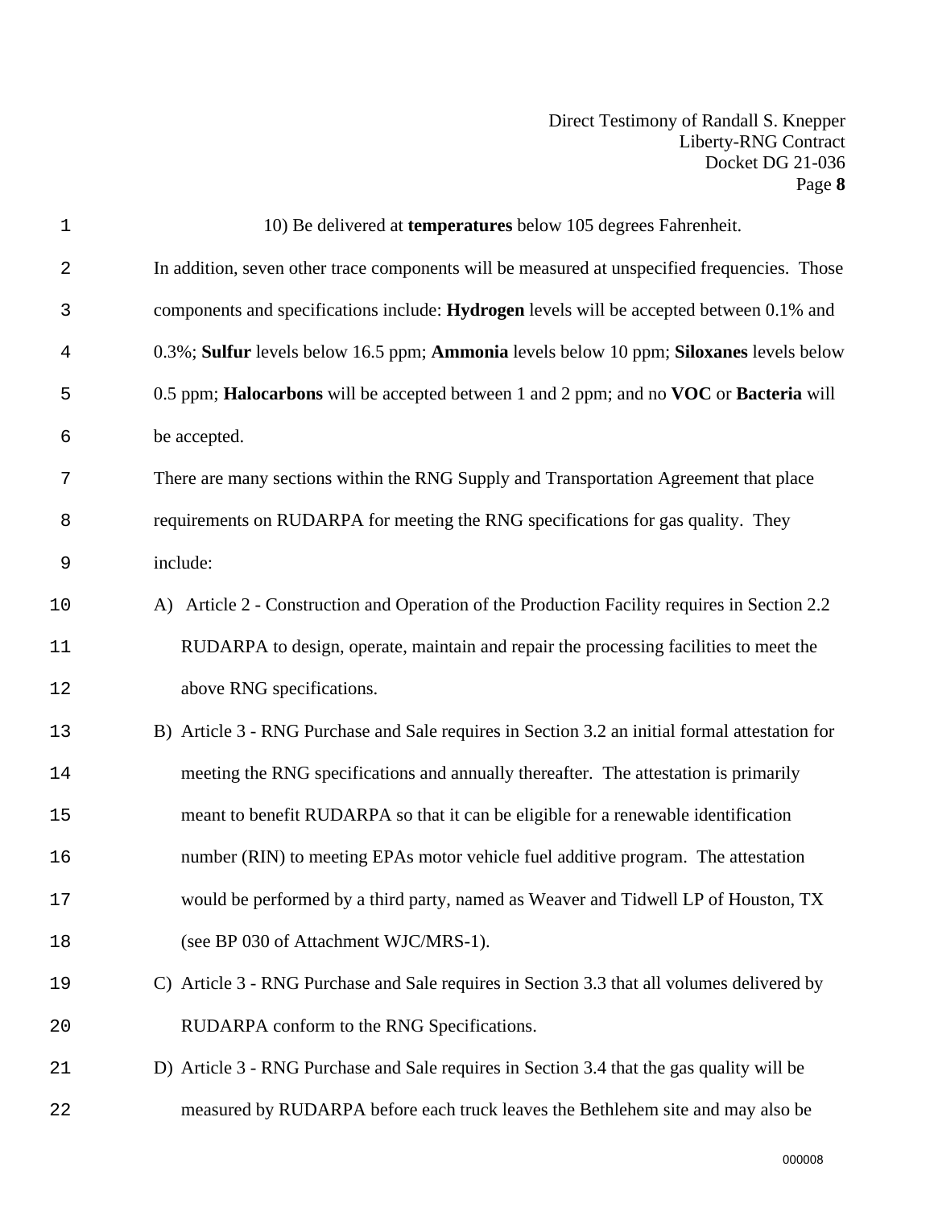10) Be delivered at **temperatures** below 105 degrees Fahrenheit.

In addition, seven other trace components will be measured at unspecified frequencies. Those components and specifications include: **Hydrogen** levels will be accepted between 0.1% and 0.3%; **Sulfur** levels below 16.5 ppm; **Ammonia** levels below 10 ppm; **Siloxanes** levels below 0.5 ppm; **Halocarbons** will be accepted between 1 and 2 ppm; and no **VOC** or **Bacteria** will be accepted.

There are many sections within the RNG Supply and Transportation Agreement that place requirements on RUDARPA for meeting the RNG specifications for gas quality. They include:

A) Article 2 - Construction and Operation of the Production Facility requires in Section 2.2 RUDARPA to design, operate, maintain and repair the processing facilities to meet the above RNG specifications.

B) Article 3 - RNG Purchase and Sale requires in Section 3.2 an initial formal attestation for meeting the RNG specifications and annually thereafter. The attestation is primarily meant to benefit RUDARPA so that it can be eligible for a renewable identification number (RIN) to meeting EPAs motor vehicle fuel additive program. The attestation would be performed by a third party, named as Weaver and Tidwell LP of Houston, TX (see BP 030 of Attachment WJC/MRS-1).

C) Article 3 - RNG Purchase and Sale requires in Section 3.3 that all volumes delivered by RUDARPA conform to the RNG Specifications.

D) Article 3 - RNG Purchase and Sale requires in Section 3.4 that the gas quality will be measured by RUDARPA before each truck leaves the Bethlehem site and may also be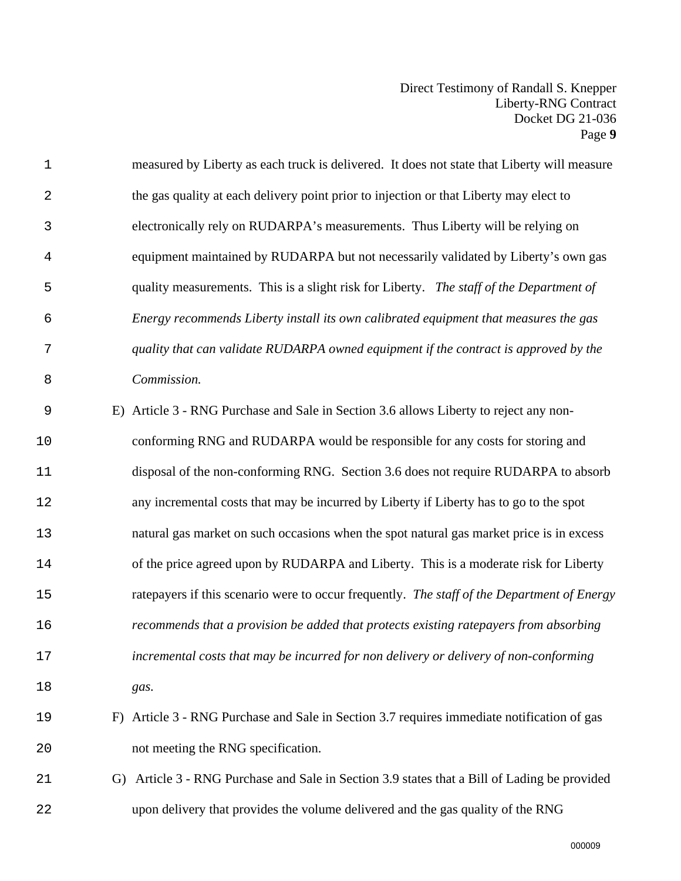measured by Liberty as each truck is delivered. It does not state that Liberty will measure the gas quality at each delivery point prior to injection or that Liberty may elect to electronically rely on RUDARPA's measurements. Thus Liberty will be relying on equipment maintained by RUDARPA but not necessarily validated by Liberty's own gas quality measurements. This is a slight risk for Liberty. *The staff of the Department of Energy recommends Liberty install its own calibrated equipment that measures the gas quality that can validate RUDARPA owned equipment if the contract is approved by the Commission.*

E) Article 3 - RNG Purchase and Sale in Section 3.6 allows Liberty to reject any non-conforming RNG and RUDARPA would be responsible for any costs for storing and disposal of the non-conforming RNG. Section 3.6 does not require RUDARPA to absorb any incremental costs that may be incurred by Liberty if Liberty has to go to the spot natural gas market on such occasions when the spot natural gas market price is in excess of the price agreed upon by RUDARPA and Liberty. This is a moderate risk for Liberty ratepayers if this scenario were to occur frequently. *The staff of the Department of Energy recommends that a provision be added that protects existing ratepayers from absorbing incremental costs that may be incurred for non delivery or delivery of non-conforming gas.*

F) Article 3 - RNG Purchase and Sale in Section 3.7 requires immediate notification of gas not meeting the RNG specification.

G) Article 3 - RNG Purchase and Sale in Section 3.9 states that a Bill of Lading be provided upon delivery that provides the volume delivered and the gas quality of the RNG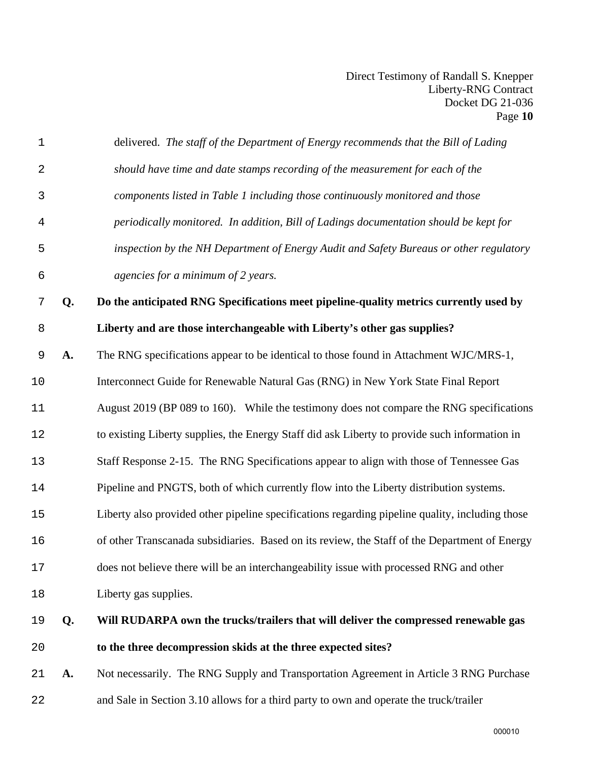delivered. *The staff of the Department of Energy recommends that the Bill of Lading should have time and date stamps recording of the measurement for each of the components listed in Table 1 including those continuously monitored and those periodically monitored. In addition, Bill of Ladings documentation should be kept for inspection by the NH Department of Energy Audit and Safety Bureaus or other regulatory agencies for a minimum of 2 years.*

**Q. Do the anticipated RNG Specifications meet pipeline-quality metrics currently used by Liberty and are those interchangeable with Liberty's other gas supplies?**

**A.** The RNG specifications appear to be identical to those found in Attachment WJC/MRS-1, Interconnect Guide for Renewable Natural Gas (RNG) in New York State Final Report August 2019 (BP 089 to 160). While the testimony does not compare the RNG specifications to existing Liberty supplies, the Energy Staff did ask Liberty to provide such information in Staff Response 2-15. The RNG Specifications appear to align with those of Tennessee Gas Pipeline and PNGTS, both of which currently flow into the Liberty distribution systems. Liberty also provided other pipeline specifications regarding pipeline quality, including those of other Transcanada subsidiaries. Based on its review, the Staff of the Department of Energy does not believe there will be an interchangeability issue with processed RNG and other Liberty gas supplies.

**Q. Will RUDARPA own the trucks/trailers that will deliver the compressed renewable gas to the three decompression skids at the three expected sites?**

**A.** Not necessarily. The RNG Supply and Transportation Agreement in Article 3 RNG Purchase and Sale in Section 3.10 allows for a third party to own and operate the truck/trailer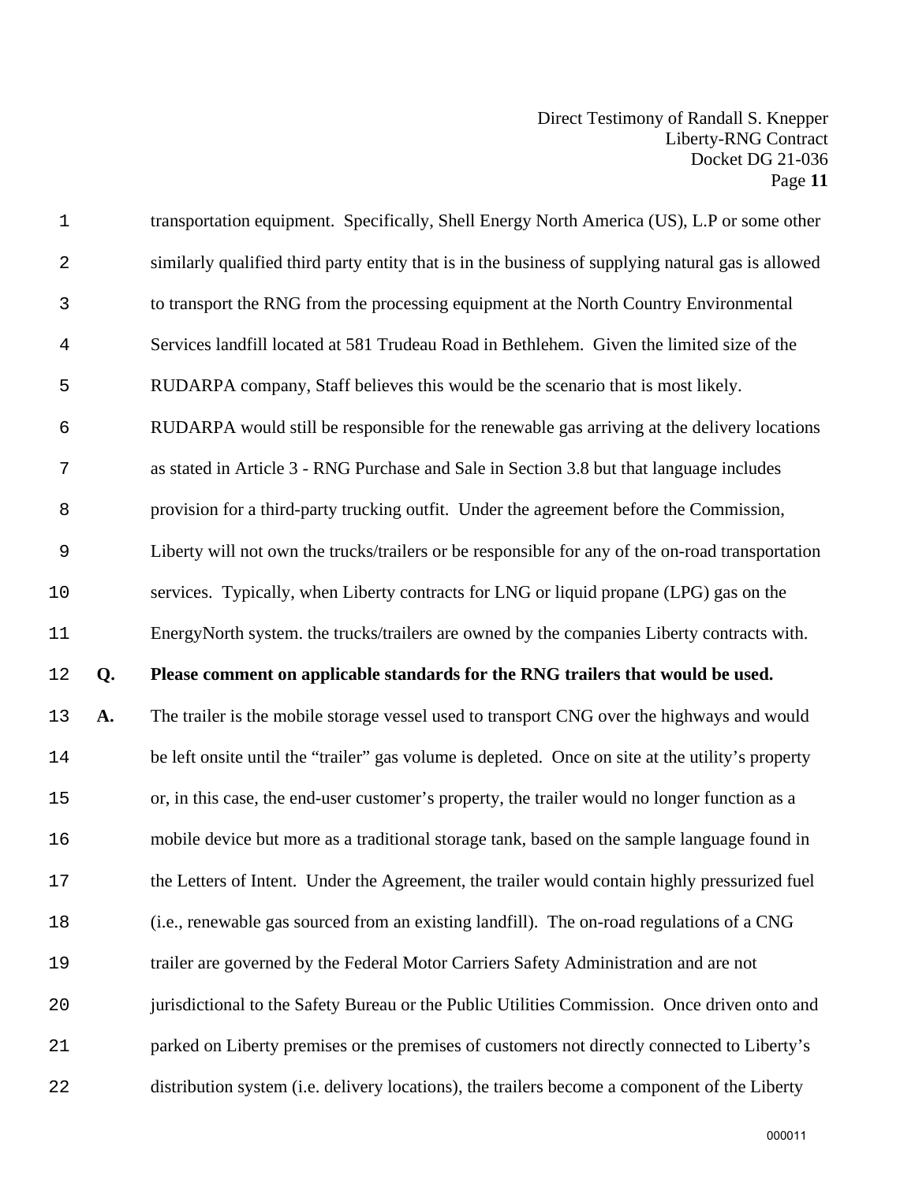transportation equipment. Specifically, Shell Energy North America (US), L.P or some other similarly qualified third party entity that is in the business of supplying natural gas is allowed to transport the RNG from the processing equipment at the North Country Environmental Services landfill located at 581 Trudeau Road in Bethlehem. Given the limited size of the RUDARPA company, Staff believes this would be the scenario that is most likely. RUDARPA would still be responsible for the renewable gas arriving at the delivery locations as stated in Article 3 - RNG Purchase and Sale in Section 3.8 but that language includes provision for a third-party trucking outfit. Under the agreement before the Commission, Liberty will not own the trucks/trailers or be responsible for any of the on-road transportation services. Typically, when Liberty contracts for LNG or liquid propane (LPG) gas on the EnergyNorth system. the trucks/trailers are owned by the companies Liberty contracts with.

**Q. Please comment on applicable standards for the RNG trailers that would be used.**

**A.** The trailer is the mobile storage vessel used to transport CNG over the highways and would be left onsite until the "trailer" gas volume is depleted. Once on site at the utility's property or, in this case, the end-user customer's property, the trailer would no longer function as a mobile device but more as a traditional storage tank, based on the sample language found in the Letters of Intent. Under the Agreement, the trailer would contain highly pressurized fuel (i.e., renewable gas sourced from an existing landfill). The on-road regulations of a CNG trailer are governed by the Federal Motor Carriers Safety Administration and are not jurisdictional to the Safety Bureau or the Public Utilities Commission. Once driven onto and parked on Liberty premises or the premises of customers not directly connected to Liberty's distribution system (i.e. delivery locations), the trailers become a component of the Liberty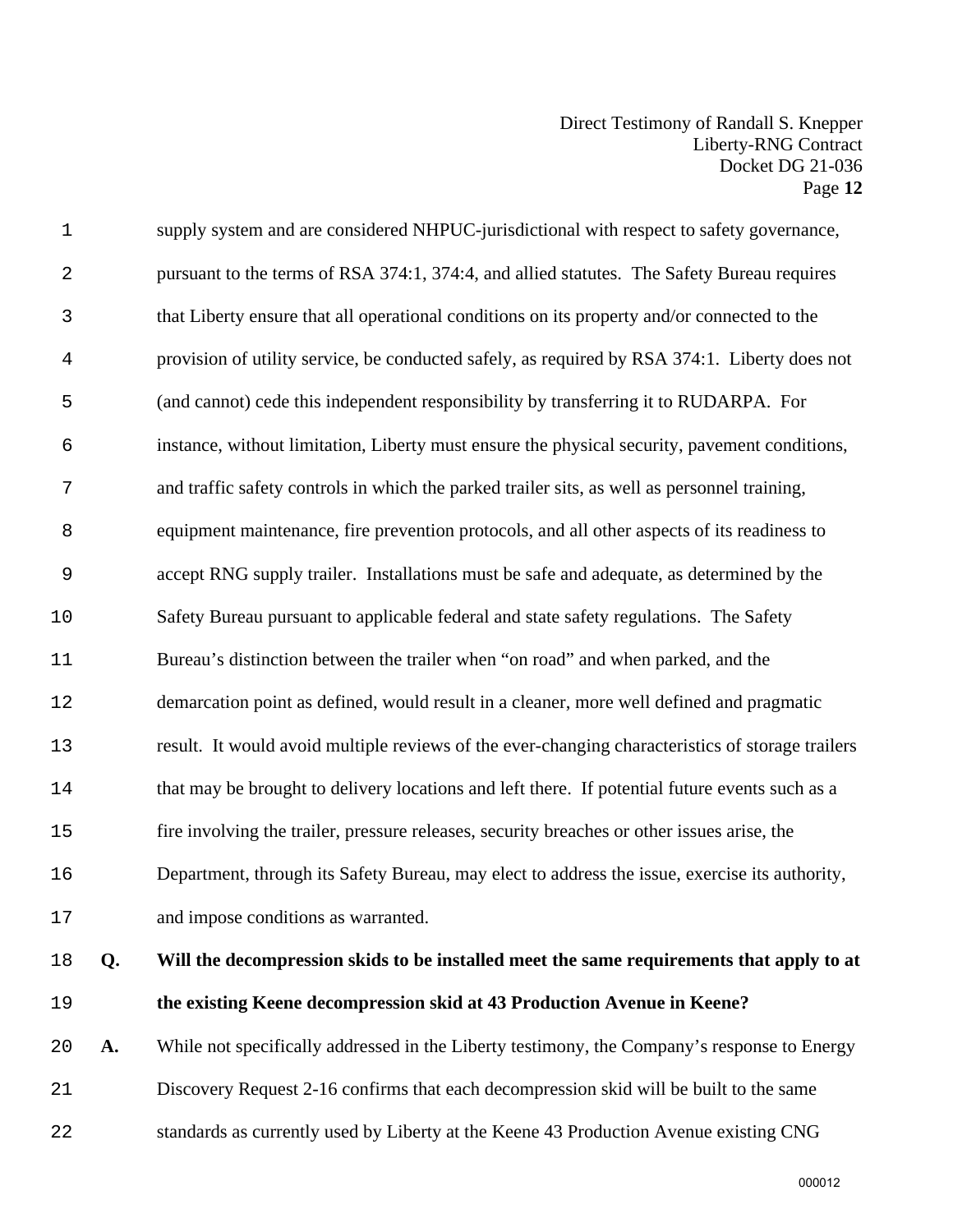supply system and are considered NHPUC-jurisdictional with respect to safety governance, pursuant to the terms of RSA 374:1, 374:4, and allied statutes. The Safety Bureau requires that Liberty ensure that all operational conditions on its property and/or connected to the provision of utility service, be conducted safely, as required by RSA 374:1. Liberty does not (and cannot) cede this independent responsibility by transferring it to RUDARPA. For instance, without limitation, Liberty must ensure the physical security, pavement conditions, and traffic safety controls in which the parked trailer sits, as well as personnel training, equipment maintenance, fire prevention protocols, and all other aspects of its readiness to accept RNG supply trailer. Installations must be safe and adequate, as determined by the Safety Bureau pursuant to applicable federal and state safety regulations. The Safety Bureau's distinction between the trailer when "on road" and when parked, and the demarcation point as defined, would result in a cleaner, more well defined and pragmatic result. It would avoid multiple reviews of the ever-changing characteristics of storage trailers that may be brought to delivery locations and left there. If potential future events such as a fire involving the trailer, pressure releases, security breaches or other issues arise, the Department, through its Safety Bureau, may elect to address the issue, exercise its authority, and impose conditions as warranted.

**Q. Will the decompression skids to be installed meet the same requirements that apply to at the existing Keene decompression skid at 43 Production Avenue in Keene?**

**A.** While not specifically addressed in the Liberty testimony, the Company's response to Energy Discovery Request 2-16 confirms that each decompression skid will be built to the same standards as currently used by Liberty at the Keene 43 Production Avenue existing CNG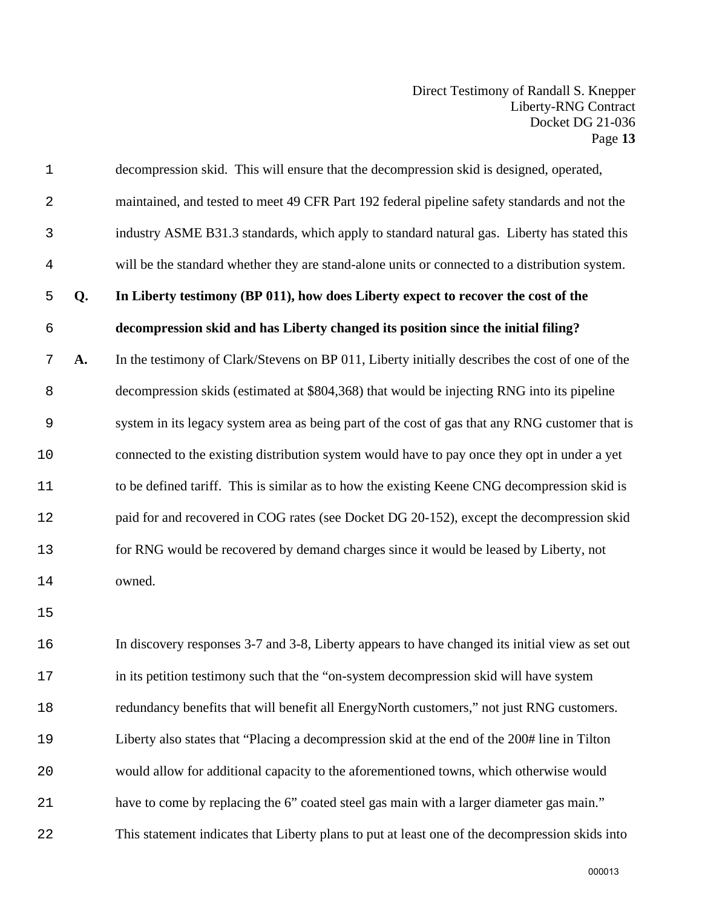decompression skid. This will ensure that the decompression skid is designed, operated, maintained, and tested to meet 49 CFR Part 192 federal pipeline safety standards and not the industry ASME B31.3 standards, which apply to standard natural gas. Liberty has stated this will be the standard whether they are stand-alone units or connected to a distribution system.

**Q. In Liberty testimony (BP 011), how does Liberty expect to recover the cost of the decompression skid and has Liberty changed its position since the initial filing?**

**A.** In the testimony of Clark/Stevens on BP 011, Liberty initially describes the cost of one of the decompression skids (estimated at $804,368) that would be injecting RNG into its pipeline system in its legacy system area as being part of the cost of gas that any RNG customer that is connected to the existing distribution system would have to pay once they opt in under a yet to be defined tariff. This is similar as to how the existing Keene CNG decompression skid is paid for and recovered in COG rates (see Docket DG 20-152), except the decompression skid for RNG would be recovered by demand charges since it would be leased by Liberty, not owned.

In discovery responses 3-7 and 3-8, Liberty appears to have changed its initial view as set out in its petition testimony such that the "on-system decompression skid will have system redundancy benefits that will benefit all EnergyNorth customers," not just RNG customers. Liberty also states that "Placing a decompression skid at the end of the 200# line in Tilton would allow for additional capacity to the aforementioned towns, which otherwise would have to come by replacing the 6" coated steel gas main with a larger diameter gas main." This statement indicates that Liberty plans to put at least one of the decompression skids into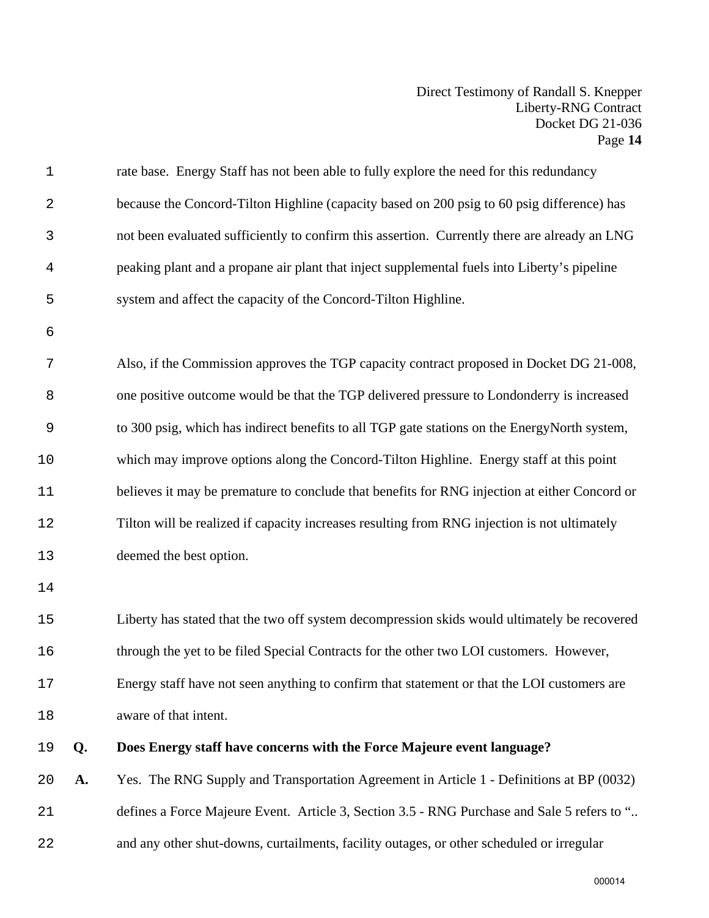rate base. Energy Staff has not been able to fully explore the need for this redundancy because the Concord-Tilton Highline (capacity based on 200 psig to 60 psig difference) has not been evaluated sufficiently to confirm this assertion. Currently there are already an LNG peaking plant and a propane air plant that inject supplemental fuels into Liberty's pipeline system and affect the capacity of the Concord-Tilton Highline.

Also, if the Commission approves the TGP capacity contract proposed in Docket DG 21-008, one positive outcome would be that the TGP delivered pressure to Londonderry is increased to 300 psig, which has indirect benefits to all TGP gate stations on the EnergyNorth system, which may improve options along the Concord-Tilton Highline. Energy staff at this point believes it may be premature to conclude that benefits for RNG injection at either Concord or Tilton will be realized if capacity increases resulting from RNG injection is not ultimately deemed the best option.

Liberty has stated that the two off system decompression skids would ultimately be recovered through the yet to be filed Special Contracts for the other two LOI customers. However, Energy staff have not seen anything to confirm that statement or that the LOI customers are aware of that intent.

**Q. Does Energy staff have concerns with the Force Majeure event language?**

**A.** Yes. The RNG Supply and Transportation Agreement in Article 1 - Definitions at BP (0032) defines a Force Majeure Event. Article 3, Section 3.5 - RNG Purchase and Sale 5 refers to ".. and any other shut-downs, curtailments, facility outages, or other scheduled or irregular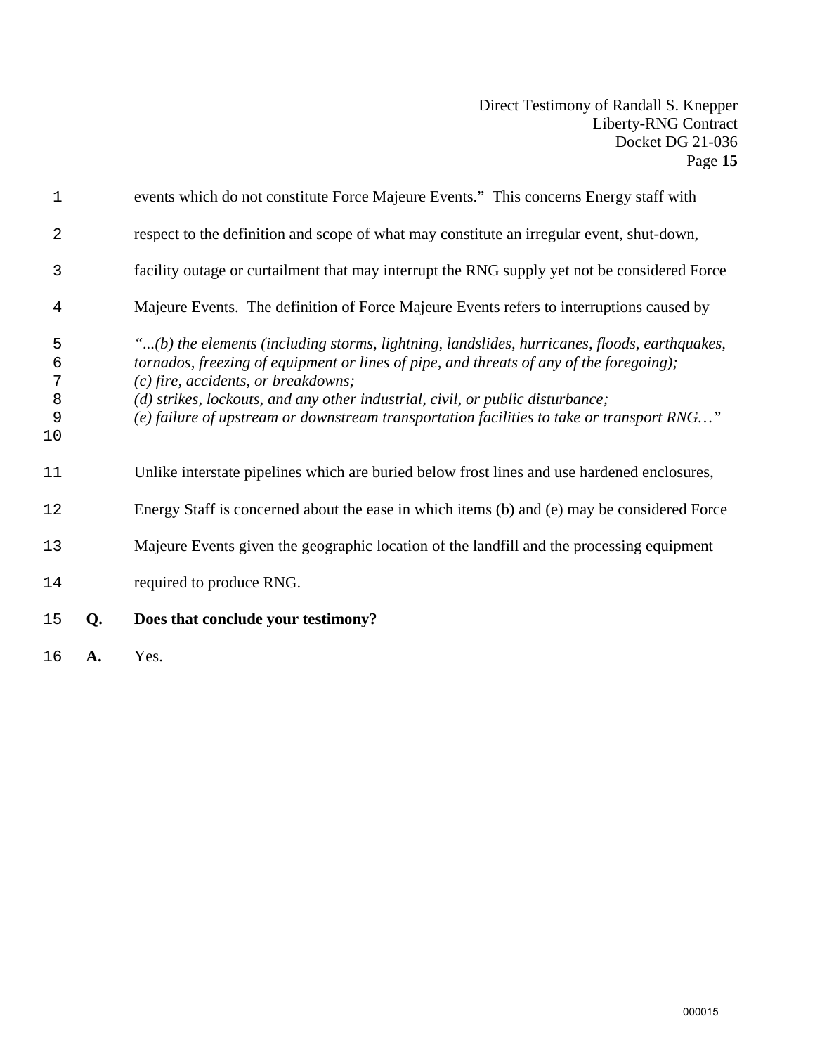events which do not constitute Force Majeure Events." This concerns Energy staff with respect to the definition and scope of what may constitute an irregular event, shut-down, facility outage or curtailment that may interrupt the RNG supply yet not be considered Force Majeure Events. The definition of Force Majeure Events refers to interruptions caused by

*"...(b) the elements (including storms, lightning, landslides, hurricanes, floods, earthquakes, tornados, freezing of equipment or lines of pipe, and threats of any of the foregoing);*
*(c) fire, accidents, or breakdowns;*
*(d) strikes, lockouts, and any other industrial, civil, or public disturbance;*
*(e) failure of upstream or downstream transportation facilities to take or transport RNG…"*

Unlike interstate pipelines which are buried below frost lines and use hardened enclosures, Energy Staff is concerned about the ease in which items (b) and (e) may be considered Force Majeure Events given the geographic location of the landfill and the processing equipment required to produce RNG.

**Q. Does that conclude your testimony?**

**A.** Yes.